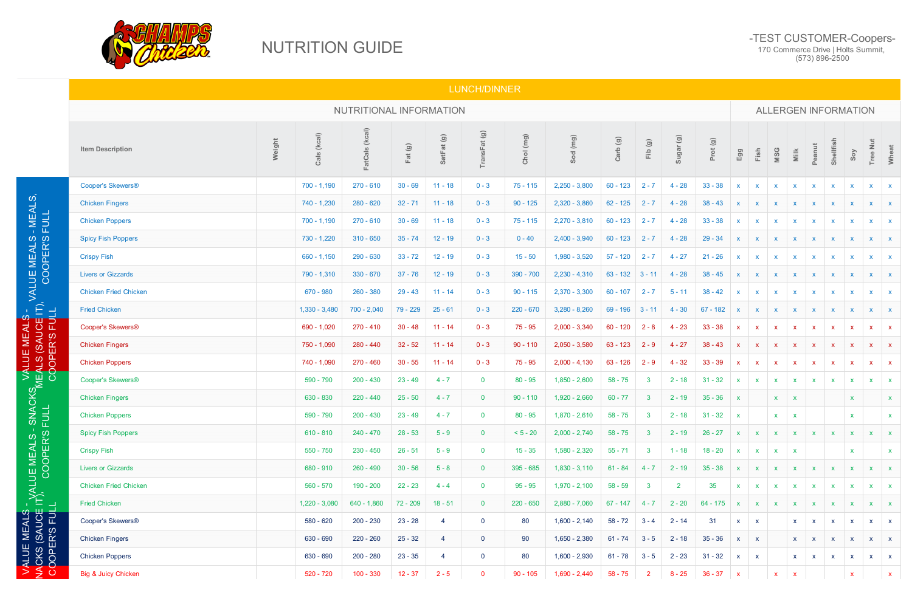# NUTRITION GUIDE

**-TEST CUSTOMER-Coopers-**
170 Commerce Drive | Holts Summit,
(573) 896-2500

## LUNCH/DINNER

| Category | Item Description | Weight | Cals (kcal) | FatCals (kcal) | Fat (g) | SatFat (g) | TransFat (g) | Chol (mg) | Sod (mg) | Carb (g) | Fib (g) | Sugar (g) | Prot (g) | Egg | Fish | MSG | Milk | Peanut | Shellfish | Soy | Tree Nut | Wheat |
|---|---|---|---|---|---|---|---|---|---|---|---|---|---|---|---|---|---|---|---|---|---|---|
| | | NUTRITIONAL INFORMATION | | | | | | | | | | | | ALLERGEN INFORMATION | | | | | | | | |
| VALUE MEALS - MEALS, COOPER'S FULL | Cooper's Skewers® | | 700 - 1,190 | 270 - 610 | 30 - 69 | 11 - 18 | 0 - 3 | 75 - 115 | 2,250 - 3,800 | 60 - 123 | 2 - 7 | 4 - 28 | 33 - 38 | x | x | x | x | x | x | x | x | x |
| VALUE MEALS - MEALS, COOPER'S FULL | Chicken Fingers | | 740 - 1,230 | 280 - 620 | 32 - 71 | 11 - 18 | 0 - 3 | 90 - 125 | 2,320 - 3,860 | 62 - 125 | 2 - 7 | 4 - 28 | 38 - 43 | x | x | x | x | x | x | x | x | x |
| VALUE MEALS - MEALS, COOPER'S FULL | Chicken Poppers | | 700 - 1,190 | 270 - 610 | 30 - 69 | 11 - 18 | 0 - 3 | 75 - 115 | 2,270 - 3,810 | 60 - 123 | 2 - 7 | 4 - 28 | 33 - 38 | x | x | x | x | x | x | x | x | x |
| VALUE MEALS - MEALS, COOPER'S FULL | Spicy Fish Poppers | | 730 - 1,220 | 310 - 650 | 35 - 74 | 12 - 19 | 0 - 3 | 0 - 40 | 2,400 - 3,940 | 60 - 123 | 2 - 7 | 4 - 28 | 29 - 34 | x | x | x | x | x | x | x | x | x |
| VALUE MEALS - MEALS, COOPER'S FULL | Crispy Fish | | 660 - 1,150 | 290 - 630 | 33 - 72 | 12 - 19 | 0 - 3 | 15 - 50 | 1,980 - 3,520 | 57 - 120 | 2 - 7 | 4 - 27 | 21 - 26 | x | x | x | x | x | x | x | x | x |
| VALUE MEALS - MEALS, COOPER'S FULL | Livers or Gizzards | | 790 - 1,310 | 330 - 670 | 37 - 76 | 12 - 19 | 0 - 3 | 390 - 700 | 2,230 - 4,310 | 63 - 132 | 3 - 11 | 4 - 28 | 38 - 45 | x | x | x | x | x | x | x | x | x |
| VALUE MEALS - MEALS, COOPER'S FULL | Chicken Fried Chicken | | 670 - 980 | 260 - 380 | 29 - 43 | 11 - 14 | 0 - 3 | 90 - 115 | 2,370 - 3,300 | 60 - 107 | 2 - 7 | 5 - 11 | 38 - 42 | x | x | x | x | x | x | x | x | x |
| VALUE MEALS - MEALS, COOPER'S FULL | Fried Chicken | | 1,330 - 3,480 | 700 - 2,040 | 79 - 229 | 25 - 61 | 0 - 3 | 220 - 670 | 3,280 - 8,260 | 69 - 196 | 3 - 11 | 4 - 30 | 67 - 182 | x | x | x | x | x | x | x | x | x |
| VALUE MEALS - MEALS (SAUCE IT), COOPER'S FULL | Cooper's Skewers® | | 690 - 1,020 | 270 - 410 | 30 - 48 | 11 - 14 | 0 - 3 | 75 - 95 | 2,000 - 3,340 | 60 - 120 | 2 - 8 | 4 - 23 | 33 - 38 | x | x | x | x | x | x | x | x | x |
| VALUE MEALS - MEALS (SAUCE IT), COOPER'S FULL | Chicken Fingers | | 750 - 1,090 | 280 - 440 | 32 - 52 | 11 - 14 | 0 - 3 | 90 - 110 | 2,050 - 3,580 | 63 - 123 | 2 - 9 | 4 - 27 | 38 - 43 | x | x | x | x | x | x | x | x | x |
| VALUE MEALS - MEALS (SAUCE IT), COOPER'S FULL | Chicken Poppers | | 740 - 1,090 | 270 - 460 | 30 - 55 | 11 - 14 | 0 - 3 | 75 - 95 | 2,000 - 4,130 | 63 - 126 | 2 - 9 | 4 - 32 | 33 - 39 | x | x | x | x | x | x | x | x | x |
| VALUE MEALS - SNACKS, COOPER'S FULL | Cooper's Skewers® | | 590 - 790 | 200 - 430 | 23 - 49 | 4 - 7 | 0 | 80 - 95 | 1,850 - 2,600 | 58 - 75 | 3 | 2 - 18 | 31 - 32 | x | x | x | x | x | x | x | x | x |
| VALUE MEALS - SNACKS, COOPER'S FULL | Chicken Fingers | | 630 - 830 | 220 - 440 | 25 - 50 | 4 - 7 | 0 | 90 - 110 | 1,920 - 2,660 | 60 - 77 | 3 | 2 - 19 | 35 - 36 | x | | x | x | | | x | | x |
| VALUE MEALS - SNACKS, COOPER'S FULL | Chicken Poppers | | 590 - 790 | 200 - 430 | 23 - 49 | 4 - 7 | 0 | 80 - 95 | 1,870 - 2,610 | 58 - 75 | 3 | 2 - 18 | 31 - 32 | x | | x | x | | | x | | x |
| VALUE MEALS - SNACKS, COOPER'S FULL | Spicy Fish Poppers | | 610 - 810 | 240 - 470 | 28 - 53 | 5 - 9 | 0 | < 5 - 20 | 2,000 - 2,740 | 58 - 75 | 3 | 2 - 19 | 26 - 27 | x | x | x | x | x | x | x | x | x |
| VALUE MEALS - SNACKS, COOPER'S FULL | Crispy Fish | | 550 - 750 | 230 - 450 | 26 - 51 | 5 - 9 | 0 | 15 - 35 | 1,580 - 2,320 | 55 - 71 | 3 | 1 - 18 | 18 - 20 | x | x | x | x | | | x | | x |
| VALUE MEALS - SNACKS, COOPER'S FULL | Livers or Gizzards | | 680 - 910 | 260 - 490 | 30 - 56 | 5 - 8 | 0 | 395 - 685 | 1,830 - 3,110 | 61 - 84 | 4 - 7 | 2 - 19 | 35 - 38 | x | x | x | x | x | x | x | x | x |
| VALUE MEALS - SNACKS, COOPER'S FULL | Chicken Fried Chicken | | 560 - 570 | 190 - 200 | 22 - 23 | 4 - 4 | 0 | 95 - 95 | 1,970 - 2,100 | 58 - 59 | 3 | 2 | 35 | x | x | x | x | x | x | x | x | x |
| VALUE MEALS - SNACKS, COOPER'S FULL | Fried Chicken | | 1,220 - 3,080 | 640 - 1,860 | 72 - 209 | 18 - 51 | 0 | 220 - 650 | 2,880 - 7,060 | 67 - 147 | 4 - 7 | 2 - 20 | 64 - 175 | x | x | x | x | x | x | x | x | x |
| VALUE MEALS - SNACKS (SAUCE IT), COOPER'S FULL | Cooper's Skewers® | | 580 - 620 | 200 - 230 | 23 - 28 | 4 | 0 | 80 | 1,600 - 2,140 | 58 - 72 | 3 - 4 | 2 - 14 | 31 | x | x | | x | x | x | x | x | x |
| VALUE MEALS - SNACKS (SAUCE IT), COOPER'S FULL | Chicken Fingers | | 630 - 690 | 220 - 260 | 25 - 32 | 4 | 0 | 90 | 1,650 - 2,380 | 61 - 74 | 3 - 5 | 2 - 18 | 35 - 36 | x | x | | x | x | x | x | x | x |
| VALUE MEALS - SNACKS (SAUCE IT), COOPER'S FULL | Chicken Poppers | | 630 - 690 | 200 - 280 | 23 - 35 | 4 | 0 | 80 | 1,600 - 2,930 | 61 - 78 | 3 - 5 | 2 - 23 | 31 - 32 | x | x | | x | x | x | x | x | x |
| | Big & Juicy Chicken | | 520 - 720 | 100 - 330 | 12 - 37 | 2 - 5 | 0 | 90 - 105 | 1,690 - 2,440 | 58 - 75 | 2 | 8 - 25 | 36 - 37 | x | | x | x | | | x | | x |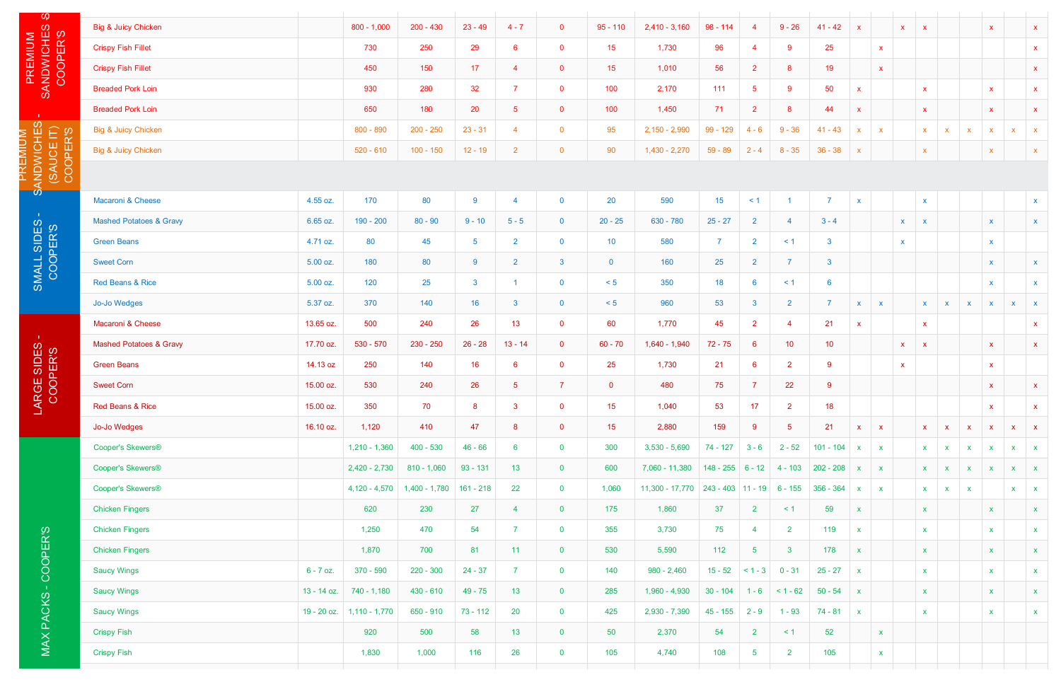| | | | | | | | | | | | | | | | | | | | | | | |
|---|---|---|---|---|---|---|---|---|---|---|---|---|---|---|---|---|---|---|---|---|---|---|
| PREMIUM SANDWICHES S COOPER'S | Big & Juicy Chicken | | 800 - 1,000 | 200 - 430 | 23 - 49 | 4 - 7 | 0 | 95 - 110 | 2,410 - 3,160 | 98 - 114 | 4 | 9 - 26 | 41 - 42 | x | | x | x | | | x | | x |
| | Crispy Fish Fillet | | 730 | 250 | 29 | 6 | 0 | 15 | 1,730 | 96 | 4 | 9 | 25 | | x | | | | | | | x |
| | Crispy Fish Fillet | | 450 | 150 | 17 | 4 | 0 | 15 | 1,010 | 56 | 2 | 8 | 19 | | x | | | | | | | x |
| | Breaded Pork Loin | | 930 | 280 | 32 | 7 | 0 | 100 | 2,170 | 111 | 5 | 9 | 50 | x | | | x | | | x | | x |
| | Breaded Pork Loin | | 650 | 180 | 20 | 5 | 0 | 100 | 1,450 | 71 | 2 | 8 | 44 | x | | | x | | | x | | x |
| PREMIUM SANDWICHES - (SAUCE IT) COOPER'S | Big & Juicy Chicken | | 800 - 890 | 200 - 250 | 23 - 31 | 4 | 0 | 95 | 2,150 - 2,990 | 99 - 129 | 4 - 6 | 9 - 36 | 41 - 43 | x | x | | x | x | x | x | x | x |
| | Big & Juicy Chicken | | 520 - 610 | 100 - 150 | 12 - 19 | 2 | 0 | 90 | 1,430 - 2,270 | 59 - 89 | 2 - 4 | 8 - 35 | 36 - 38 | x | | | x | | | x | | x |
| SMALL SIDES - COOPER'S | Macaroni & Cheese | 4.55 oz. | 170 | 80 | 9 | 4 | 0 | 20 | 590 | 15 | < 1 | 1 | 7 | x | | | x | | | | | x |
| | Mashed Potatoes & Gravy | 6.65 oz. | 190 - 200 | 80 - 90 | 9 - 10 | 5 - 5 | 0 | 20 - 25 | 630 - 780 | 25 - 27 | 2 | 4 | 3 - 4 | | | x | x | | | x | | x |
| | Green Beans | 4.71 oz. | 80 | 45 | 5 | 2 | 0 | 10 | 580 | 7 | 2 | < 1 | 3 | | | x | | | | x | | |
| | Sweet Corn | 5.00 oz. | 180 | 80 | 9 | 2 | 3 | 0 | 160 | 25 | 2 | 7 | 3 | | | | | | | x | | x |
| | Red Beans & Rice | 5.00 oz. | 120 | 25 | 3 | 1 | 0 | < 5 | 350 | 18 | 6 | < 1 | 6 | | | | | | | x | | x |
| | Jo-Jo Wedges | 5.37 oz. | 370 | 140 | 16 | 3 | 0 | < 5 | 960 | 53 | 3 | 2 | 7 | x | x | | x | x | x | x | x | x |
| LARGE SIDES - COOPER'S | Macaroni & Cheese | 13.65 oz. | 500 | 240 | 26 | 13 | 0 | 60 | 1,770 | 45 | 2 | 4 | 21 | x | | | x | | | | | x |
| | Mashed Potatoes & Gravy | 17.70 oz. | 530 - 570 | 230 - 250 | 26 - 28 | 13 - 14 | 0 | 60 - 70 | 1,640 - 1,940 | 72 - 75 | 6 | 10 | 10 | | | x | x | | | x | | x |
| | Green Beans | 14.13 oz | 250 | 140 | 16 | 6 | 0 | 25 | 1,730 | 21 | 6 | 2 | 9 | | | x | | | | x | | |
| | Sweet Corn | 15.00 oz. | 530 | 240 | 26 | 5 | 7 | 0 | 480 | 75 | 7 | 22 | 9 | | | | | | | x | | x |
| | Red Beans & Rice | 15.00 oz. | 350 | 70 | 8 | 3 | 0 | 15 | 1,040 | 53 | 17 | 2 | 18 | | | | | | | x | | x |
| | Jo-Jo Wedges | 16.10 oz. | 1,120 | 410 | 47 | 8 | 0 | 15 | 2,880 | 159 | 9 | 5 | 21 | x | x | | x | x | x | x | x | x |
| MAX PACKS - COOPER'S | Cooper's Skewers® | | 1,210 - 1,360 | 400 - 530 | 46 - 66 | 6 | 0 | 300 | 3,530 - 5,690 | 74 - 127 | 3 - 6 | 2 - 52 | 101 - 104 | x | x | | x | x | x | x | x | x |
| | Cooper's Skewers® | | 2,420 - 2,730 | 810 - 1,060 | 93 - 131 | 13 | 0 | 600 | 7,060 - 11,380 | 148 - 255 | 6 - 12 | 4 - 103 | 202 - 208 | x | x | | x | x | x | x | x | x |
| | Cooper's Skewers® | | 4,120 - 4,570 | 1,400 - 1,780 | 161 - 218 | 22 | 0 | 1,060 | 11,300 - 17,770 | 243 - 403 | 11 - 19 | 6 - 155 | 356 - 364 | x | x | | x | x | x | | x | x |
| | Chicken Fingers | | 620 | 230 | 27 | 4 | 0 | 175 | 1,860 | 37 | 2 | < 1 | 59 | x | | | x | | | x | | x |
| | Chicken Fingers | | 1,250 | 470 | 54 | 7 | 0 | 355 | 3,730 | 75 | 4 | 2 | 119 | x | | | x | | | x | | x |
| | Chicken Fingers | | 1,870 | 700 | 81 | 11 | 0 | 530 | 5,590 | 112 | 5 | 3 | 178 | x | | | x | | | x | | x |
| | Saucy Wings | 6 - 7 oz. | 370 - 590 | 220 - 300 | 24 - 37 | 7 | 0 | 140 | 980 - 2,460 | 15 - 52 | < 1 - 3 | 0 - 31 | 25 - 27 | x | | | x | | | x | | x |
| | Saucy Wings | 13 - 14 oz. | 740 - 1,180 | 430 - 610 | 49 - 75 | 13 | 0 | 285 | 1,960 - 4,930 | 30 - 104 | 1 - 6 | < 1 - 62 | 50 - 54 | x | | | x | | | x | | x |
| | Saucy Wings | 19 - 20 oz. | 1,110 - 1,770 | 650 - 910 | 73 - 112 | 20 | 0 | 425 | 2,930 - 7,390 | 45 - 155 | 2 - 9 | 1 - 93 | 74 - 81 | x | | | x | | | x | | x |
| | Crispy Fish | | 920 | 500 | 58 | 13 | 0 | 50 | 2,370 | 54 | 2 | < 1 | 52 | | x | | | | | | | |
| | Crispy Fish | | 1,830 | 1,000 | 116 | 26 | 0 | 105 | 4,740 | 108 | 5 | 2 | 105 | | x | | | | | | | |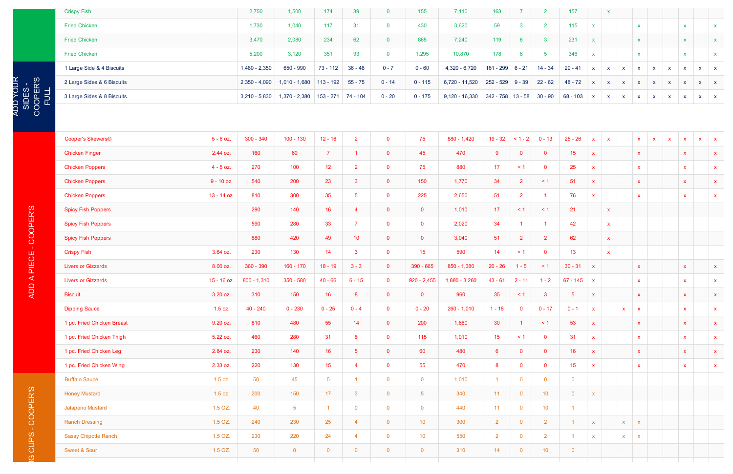| | | | | | | | | | | | | | | | | | | | | | | |
|---|---|---|---|---|---|---|---|---|---|---|---|---|---|---|---|---|---|---|---|---|---|---|
| | Crispy Fish | | 2,750 | 1,500 | 174 | 39 | 0 | 155 | 7,110 | 163 | 7 | 2 | 157 | | x | | | | | | | |
| | Fried Chicken | | 1,730 | 1,040 | 117 | 31 | 0 | 430 | 3,620 | 59 | 3 | 2 | 115 | x | | | x | | | x | | x |
| | Fried Chicken | | 3,470 | 2,080 | 234 | 62 | 0 | 865 | 7,240 | 119 | 6 | 3 | 231 | x | | | x | | | x | | x |
| | Fried Chicken | | 5,200 | 3,120 | 351 | 93 | 0 | 1,295 | 10,870 | 178 | 8 | 5 | 346 | x | | | x | | | x | | x |
| ADD YOUR SIDES - COOPER'S FULL | 1 Large Side & 4 Biscuits | | 1,480 - 2,350 | 650 - 990 | 73 - 112 | 36 - 46 | 0 - 7 | 0 - 60 | 4,320 - 6,720 | 161 - 299 | 6 - 21 | 14 - 34 | 29 - 41 | x | x | x | x | x | x | x | x | x |
| ADD YOUR SIDES - COOPER'S FULL | 2 Large Sides & 6 Biscuits | | 2,350 - 4,090 | 1,010 - 1,680 | 113 - 192 | 55 - 75 | 0 - 14 | 0 - 115 | 6,720 - 11,520 | 252 - 529 | 9 - 39 | 22 - 62 | 48 - 72 | x | x | x | x | x | x | x | x | x |
| ADD YOUR SIDES - COOPER'S FULL | 3 Large Sides & 8 Biscuits | | 3,210 - 5,830 | 1,370 - 2,380 | 153 - 271 | 74 - 104 | 0 - 20 | 0 - 175 | 9,120 - 16,330 | 342 - 758 | 13 - 58 | 30 - 90 | 68 - 103 | x | x | x | x | x | x | x | x | x |
| ADD A PIECE - COOPER'S | Cooper's Skewers® | 5 - 6 oz. | 300 - 340 | 100 - 130 | 12 - 16 | 2 | 0 | 75 | 880 - 1,420 | 19 - 32 | < 1 - 2 | 0 - 13 | 25 - 26 | x | x | | x | x | x | x | x | x |
| ADD A PIECE - COOPER'S | Chicken Finger | 2.44 oz. | 160 | 60 | 7 | 1 | 0 | 45 | 470 | 9 | 0 | 0 | 15 | x | | | x | | | x | | x |
| ADD A PIECE - COOPER'S | Chicken Poppers | 4 - 5 oz. | 270 | 100 | 12 | 2 | 0 | 75 | 880 | 17 | < 1 | 0 | 25 | x | | | x | | | x | | x |
| ADD A PIECE - COOPER'S | Chicken Poppers | 9 - 10 oz. | 540 | 200 | 23 | 3 | 0 | 150 | 1,770 | 34 | 2 | < 1 | 51 | x | | | x | | | x | | x |
| ADD A PIECE - COOPER'S | Chicken Poppers | 13 - 14 oz. | 810 | 300 | 35 | 5 | 0 | 225 | 2,650 | 51 | 2 | 1 | 76 | x | | | x | | | x | | x |
| ADD A PIECE - COOPER'S | Spicy Fish Poppers | | 290 | 140 | 16 | 4 | 0 | 0 | 1,010 | 17 | < 1 | < 1 | 21 | | x | | | | | | | |
| ADD A PIECE - COOPER'S | Spicy Fish Poppers | | 590 | 280 | 33 | 7 | 0 | 0 | 2,020 | 34 | 1 | 1 | 42 | | x | | | | | | | |
| ADD A PIECE - COOPER'S | Spicy Fish Poppers | | 880 | 420 | 49 | 10 | 0 | 0 | 3,040 | 51 | 2 | 2 | 62 | | x | | | | | | | |
| ADD A PIECE - COOPER'S | Crispy Fish | 3.64 oz. | 230 | 130 | 14 | 3 | 0 | 15 | 590 | 14 | < 1 | 0 | 13 | | x | | | | | | | |
| ADD A PIECE - COOPER'S | Livers or Gizzards | 8.00 oz. | 360 - 390 | 160 - 170 | 18 - 19 | 3 - 3 | 0 | 390 - 665 | 850 - 1,380 | 20 - 26 | 1 - 5 | < 1 | 30 - 31 | x | | | x | | | x | | x |
| ADD A PIECE - COOPER'S | Livers or Gizzards | 15 - 16 oz. | 800 - 1,310 | 350 - 580 | 40 - 66 | 6 - 15 | 0 | 920 - 2,455 | 1,880 - 3,260 | 43 - 61 | 2 - 11 | 1 - 2 | 67 - 145 | x | | | x | | | x | | x |
| ADD A PIECE - COOPER'S | Biscuit | 3.20 oz. | 310 | 150 | 16 | 8 | 0 | 0 | 960 | 35 | < 1 | 3 | 5 | x | | | x | | | x | | x |
| ADD A PIECE - COOPER'S | Dipping Sauce | 1.5 oz. | 40 - 240 | 0 - 230 | 0 - 25 | 0 - 4 | 0 | 0 - 20 | 260 - 1,010 | 1 - 18 | 0 | 0 - 17 | 0 - 1 | x | | x | x | | | x | | x |
| ADD A PIECE - COOPER'S | 1 pc. Fried Chicken Breast | 9.20 oz. | 810 | 480 | 55 | 14 | 0 | 200 | 1,660 | 30 | 1 | < 1 | 53 | x | | | x | | | x | | x |
| ADD A PIECE - COOPER'S | 1 pc. Fried Chicken Thigh | 5.22 oz. | 460 | 280 | 31 | 8 | 0 | 115 | 1,010 | 15 | < 1 | 0 | 31 | x | | | x | | | x | | x |
| ADD A PIECE - COOPER'S | 1 pc. Fried Chicken Leg | 2.84 oz. | 230 | 140 | 16 | 5 | 0 | 60 | 480 | 6 | 0 | 0 | 16 | x | | | x | | | x | | x |
| ADD A PIECE - COOPER'S | 1 pc. Fried Chicken Wing | 2.33 oz. | 220 | 130 | 15 | 4 | 0 | 55 | 470 | 8 | 0 | 0 | 15 | x | | | x | | | x | | x |
| G CUPS - COOPER'S | Buffalo Sauce | 1.5 oz. | 50 | 45 | 5 | 1 | 0 | 0 | 1,010 | 1 | 0 | 0 | 0 | | | | | | | | | |
| G CUPS - COOPER'S | Honey Mustard | 1.5 oz. | 200 | 150 | 17 | 3 | 0 | 5 | 340 | 11 | 0 | 10 | 0 | x | | | | | | | | |
| G CUPS - COOPER'S | Jalapeno Mustard | 1.5 OZ. | 40 | 5 | 1 | 0 | 0 | 0 | 440 | 11 | 0 | 10 | 1 | | | | | | | | | |
| G CUPS - COOPER'S | Ranch Dressing | 1.5 OZ. | 240 | 230 | 25 | 4 | 0 | 10 | 300 | 2 | 0 | 2 | 1 | x | | x | x | | | | | |
| G CUPS - COOPER'S | Sassy Chipotle Ranch | 1.5 OZ. | 230 | 220 | 24 | 4 | 0 | 10 | 550 | 2 | 0 | 2 | 1 | x | | x | x | | | | | |
| G CUPS - COOPER'S | Sweet & Sour | 1.5 OZ. | 50 | 0 | 0 | 0 | 0 | 0 | 310 | 14 | 0 | 10 | 0 | | | | | | | | | |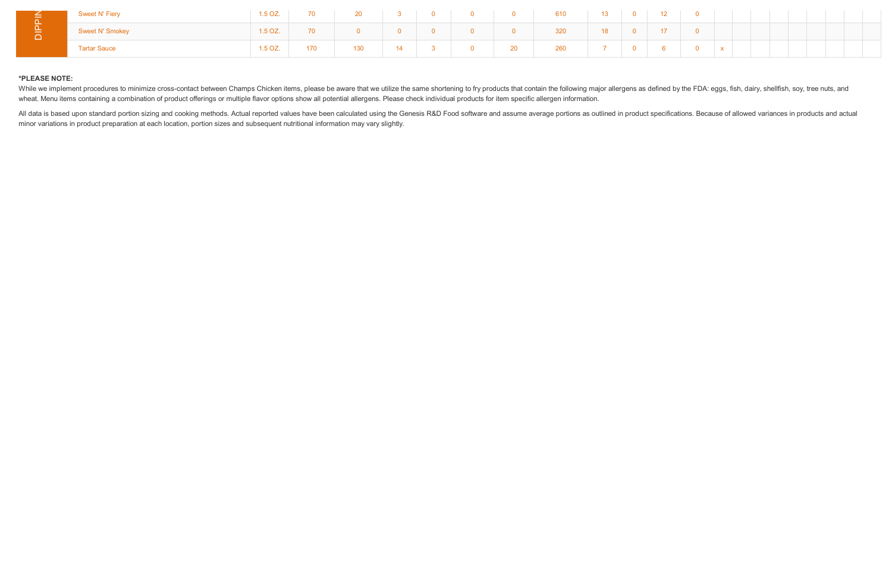| | | | | | | | | | | | | | | | | | | | | | | |
|---|---|---|---|---|---|---|---|---|---|---|---|---|---|---|---|---|---|---|---|---|---|---|
| DIPPIN | Sweet N' Fiery | 1.5 OZ. | 70 | 20 | 3 | 0 | 0 | 0 | 610 | 13 | 0 | 12 | 0 | | | | | | | | | |
| | Sweet N' Smokey | 1.5 OZ. | 70 | 0 | 0 | 0 | 0 | 0 | 320 | 18 | 0 | 17 | 0 | | | | | | | | | |
| | Tartar Sauce | 1.5 OZ. | 170 | 130 | 14 | 3 | 0 | 20 | 260 | 7 | 0 | 6 | 0 | x | | | | | | | | |

**\*PLEASE NOTE:**

While we implement procedures to minimize cross-contact between Champs Chicken items, please be aware that we utilize the same shortening to fry products that contain the following major allergens as defined by the FDA: eggs, fish, dairy, shellfish, soy, tree nuts, and wheat. Menu items containing a combination of product offerings or multiple flavor options show all potential allergens. Please check individual products for item specific allergen information.

All data is based upon standard portion sizing and cooking methods. Actual reported values have been calculated using the Genesis R&D Food software and assume average portions as outlined in product specifications. Because of allowed variances in products and actual minor variations in product preparation at each location, portion sizes and subsequent nutritional information may vary slightly.